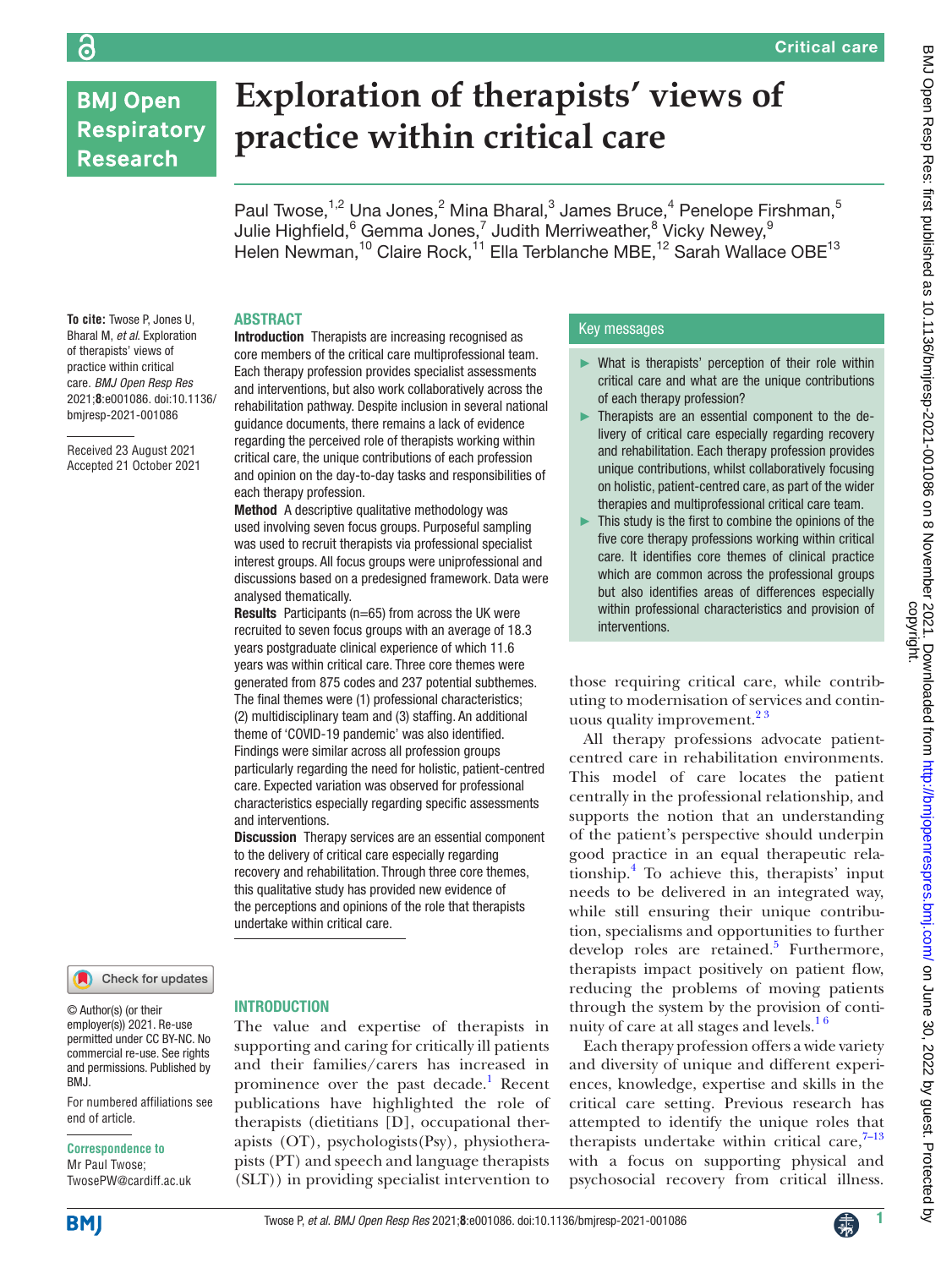# Exploration of therapists' views of practice within critical care

Paul Twose,[1,2] Una Jones,[2] Mina Bharal,[3] James Bruce,[4] Penelope Firshman,[5] Julie Highfield,[6] Gemma Jones,[7] Judith Merriweather,[8] Vicky Newey,[9] Helen Newman,[10] Claire Rock,[11] Ella Terblanche MBE,[12] Sarah Wallace OBE[13]

**To cite:** Twose P, Jones U, Bharal M, *et al*. Exploration of therapists' views of practice within critical care. *BMJ Open Resp Res* 2021;**8**:e001086. doi:10.1136/bmjresp-2021-001086

Received 23 August 2021
Accepted 21 October 2021

## ABSTRACT

**Introduction** Therapists are increasing recognised as core members of the critical care multiprofessional team. Each therapy profession provides specialist assessments and interventions, but also work collaboratively across the rehabilitation pathway. Despite inclusion in several national guidance documents, there remains a lack of evidence regarding the perceived role of therapists working within critical care, the unique contributions of each profession and opinion on the day-to-day tasks and responsibilities of each therapy profession.

**Method** A descriptive qualitative methodology was used involving seven focus groups. Purposeful sampling was used to recruit therapists via professional specialist interest groups. All focus groups were uniprofessional and discussions based on a predesigned framework. Data were analysed thematically.

**Results** Participants (n=65) from across the UK were recruited to seven focus groups with an average of 18.3 years postgraduate clinical experience of which 11.6 years was within critical care. Three core themes were generated from 875 codes and 237 potential subthemes. The final themes were (1) professional characteristics; (2) multidisciplinary team and (3) staffing. An additional theme of 'COVID-19 pandemic' was also identified. Findings were similar across all profession groups particularly regarding the need for holistic, patient-centred care. Expected variation was observed for professional characteristics especially regarding specific assessments and interventions.

**Discussion** Therapy services are an essential component to the delivery of critical care especially regarding recovery and rehabilitation. Through three core themes, this qualitative study has provided new evidence of the perceptions and opinions of the role that therapists undertake within critical care.

## Key messages

- What is therapists' perception of their role within critical care and what are the unique contributions of each therapy profession?
- Therapists are an essential component to the delivery of critical care especially regarding recovery and rehabilitation. Each therapy profession provides unique contributions, whilst collaboratively focusing on holistic, patient-centred care, as part of the wider therapies and multiprofessional critical care team.
- This study is the first to combine the opinions of the five core therapy professions working within critical care. It identifies core themes of clinical practice which are common across the professional groups but also identifies areas of differences especially within professional characteristics and provision of interventions.

## INTRODUCTION

The value and expertise of therapists in supporting and caring for critically ill patients and their families/carers has increased in prominence over the past decade.[1] Recent publications have highlighted the role of therapists (dietitians (D), occupational therapists (OT), psychologists(Psy), physiotherapists (PT) and speech and language therapists (SLT)) in providing specialist intervention to those requiring critical care, while contributing to modernisation of services and continuous quality improvement.[2,3]

All therapy professions advocate patient-centred care in rehabilitation environments. This model of care locates the patient centrally in the professional relationship, and supports the notion that an understanding of the patient's perspective should underpin good practice in an equal therapeutic relationship.[4] To achieve this, therapists' input needs to be delivered in an integrated way, while still ensuring their unique contribution, specialisms and opportunities to further develop roles are retained.[5] Furthermore, therapists impact positively on patient flow, reducing the problems of moving patients through the system by the provision of continuity of care at all stages and levels.[1,6]

Each therapy profession offers a wide variety and diversity of unique and different experiences, knowledge, expertise and skills in the critical care setting. Previous research has attempted to identify the unique roles that therapists undertake within critical care,[7–13] with a focus on supporting physical and psychosocial recovery from critical illness.

© Author(s) (or their employer(s)) 2021. Re-use permitted under CC BY-NC. No commercial re-use. See rights and permissions. Published by BMJ.

For numbered affiliations see end of article.

**Correspondence to**
Mr Paul Twose;
TwosePW@cardiff.ac.uk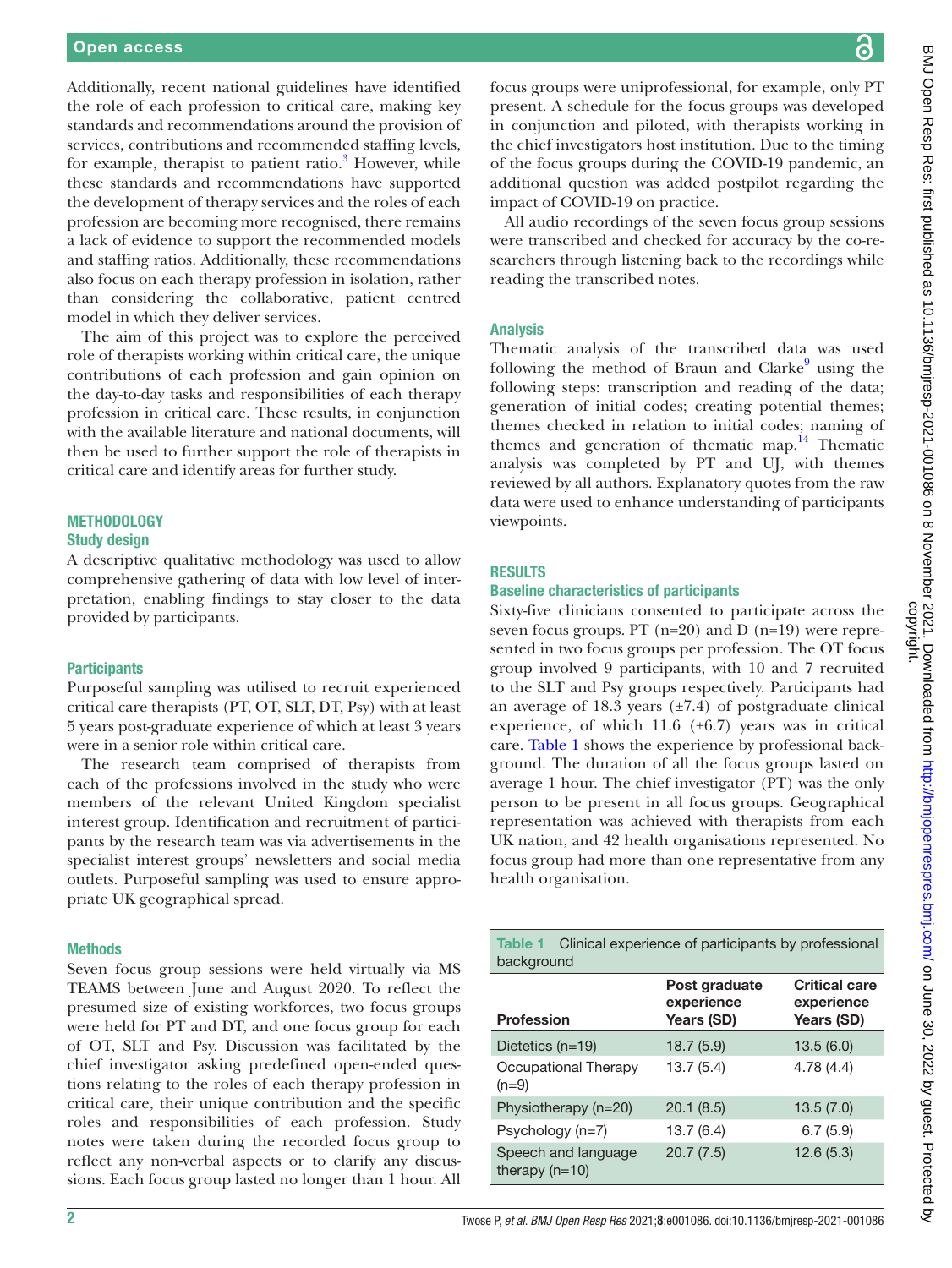Additionally, recent national guidelines have identified the role of each profession to critical care, making key standards and recommendations around the provision of services, contributions and recommended staffing levels, for example, therapist to patient ratio.[3] However, while these standards and recommendations have supported the development of therapy services and the roles of each profession are becoming more recognised, there remains a lack of evidence to support the recommended models and staffing ratios. Additionally, these recommendations also focus on each therapy profession in isolation, rather than considering the collaborative, patient centred model in which they deliver services.

The aim of this project was to explore the perceived role of therapists working within critical care, the unique contributions of each profession and gain opinion on the day-to-day tasks and responsibilities of each therapy profession in critical care. These results, in conjunction with the available literature and national documents, will then be used to further support the role of therapists in critical care and identify areas for further study.

## METHODOLOGY

### Study design

A descriptive qualitative methodology was used to allow comprehensive gathering of data with low level of interpretation, enabling findings to stay closer to the data provided by participants.

### Participants

Purposeful sampling was utilised to recruit experienced critical care therapists (PT, OT, SLT, DT, Psy) with at least 5 years post-graduate experience of which at least 3 years were in a senior role within critical care.

The research team comprised of therapists from each of the professions involved in the study who were members of the relevant United Kingdom specialist interest group. Identification and recruitment of participants by the research team was via advertisements in the specialist interest groups' newsletters and social media outlets. Purposeful sampling was used to ensure appropriate UK geographical spread.

### Methods

Seven focus group sessions were held virtually via MS TEAMS between June and August 2020. To reflect the presumed size of existing workforces, two focus groups were held for PT and DT, and one focus group for each of OT, SLT and Psy. Discussion was facilitated by the chief investigator asking predefined open-ended questions relating to the roles of each therapy profession in critical care, their unique contribution and the specific roles and responsibilities of each profession. Study notes were taken during the recorded focus group to reflect any non-verbal aspects or to clarify any discussions. Each focus group lasted no longer than 1 hour. All focus groups were uniprofessional, for example, only PT present. A schedule for the focus groups was developed in conjunction and piloted, with therapists working in the chief investigators host institution. Due to the timing of the focus groups during the COVID-19 pandemic, an additional question was added postpilot regarding the impact of COVID-19 on practice.

All audio recordings of the seven focus group sessions were transcribed and checked for accuracy by the co-researchers through listening back to the recordings while reading the transcribed notes.

### Analysis

Thematic analysis of the transcribed data was used following the method of Braun and Clarke[9] using the following steps: transcription and reading of the data; generation of initial codes; creating potential themes; themes checked in relation to initial codes; naming of themes and generation of thematic map.[14] Thematic analysis was completed by PT and UJ, with themes reviewed by all authors. Explanatory quotes from the raw data were used to enhance understanding of participants viewpoints.

## RESULTS

### Baseline characteristics of participants

Sixty-five clinicians consented to participate across the seven focus groups. PT (n=20) and D (n=19) were represented in two focus groups per profession. The OT focus group involved 9 participants, with 10 and 7 recruited to the SLT and Psy groups respectively. Participants had an average of 18.3 years (±7.4) of postgraduate clinical experience, of which 11.6 (±6.7) years was in critical care. Table 1 shows the experience by professional background. The duration of all the focus groups lasted on average 1 hour. The chief investigator (PT) was the only person to be present in all focus groups. Geographical representation was achieved with therapists from each UK nation, and 42 health organisations represented. No focus group had more than one representative from any health organisation.

**Table 1** Clinical experience of participants by professional background

| Profession | Post graduate experience Years (SD) | Critical care experience Years (SD) |
|---|---|---|
| Dietetics (n=19) | 18.7 (5.9) | 13.5 (6.0) |
| Occupational Therapy (n=9) | 13.7 (5.4) | 4.78 (4.4) |
| Physiotherapy (n=20) | 20.1 (8.5) | 13.5 (7.0) |
| Psychology (n=7) | 13.7 (6.4) | 6.7 (5.9) |
| Speech and language therapy (n=10) | 20.7 (7.5) | 12.6 (5.3) |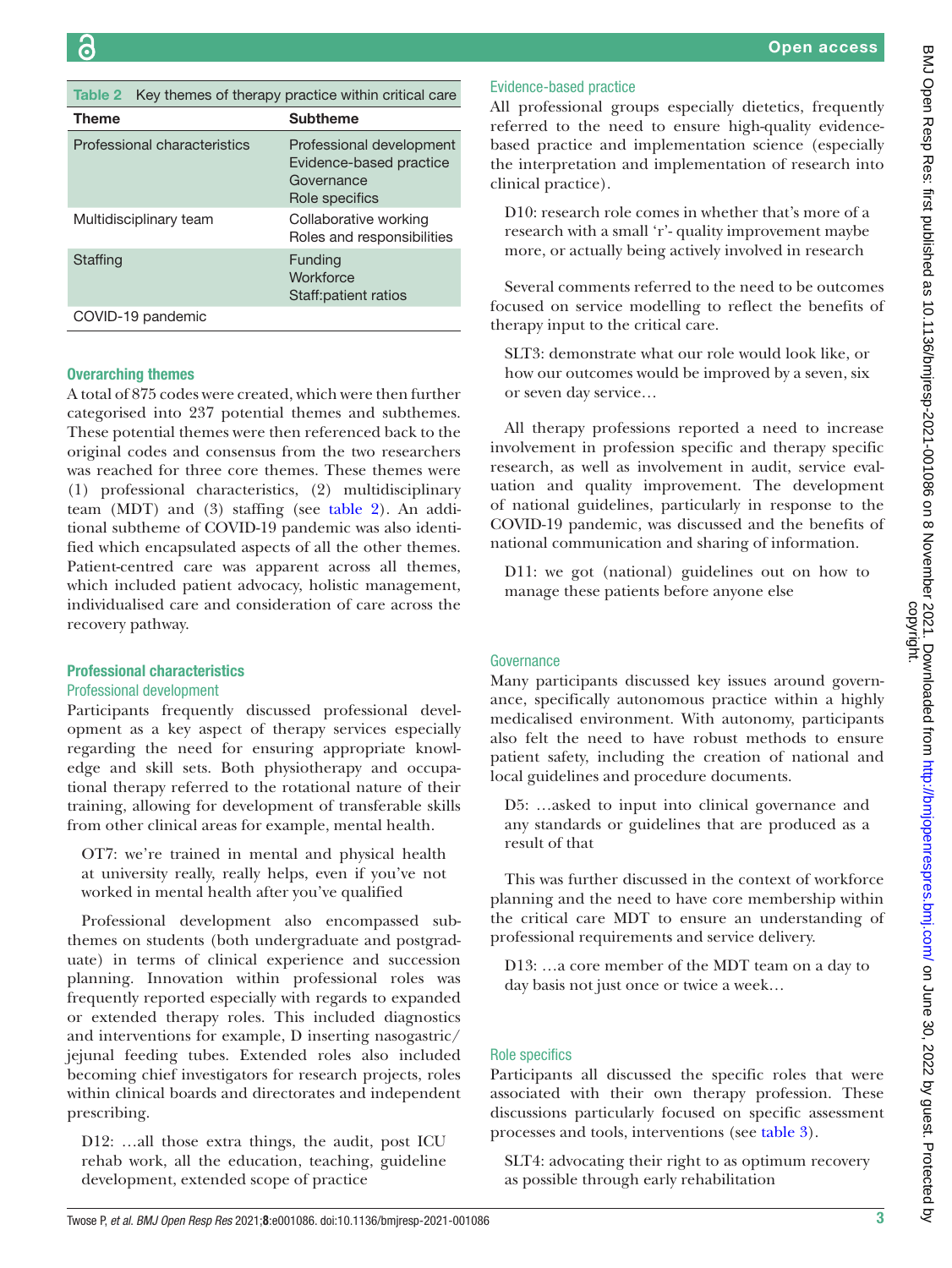**Table 2** Key themes of therapy practice within critical care

| Theme | Subtheme |
|---|---|
| Professional characteristics | Professional development<br>Evidence-based practice<br>Governance<br>Role specifics |
| Multidisciplinary team | Collaborative working<br>Roles and responsibilities |
| Staffing | Funding<br>Workforce<br>Staff:patient ratios |
| COVID-19 pandemic | |

## Overarching themes

A total of 875 codes were created, which were then further categorised into 237 potential themes and subthemes. These potential themes were then referenced back to the original codes and consensus from the two researchers was reached for three core themes. These themes were (1) professional characteristics, (2) multidisciplinary team (MDT) and (3) staffing (see table 2). An additional subtheme of COVID-19 pandemic was also identified which encapsulated aspects of all the other themes. Patient-centred care was apparent across all themes, which included patient advocacy, holistic management, individualised care and consideration of care across the recovery pathway.

## Professional characteristics

### Professional development

Participants frequently discussed professional development as a key aspect of therapy services especially regarding the need for ensuring appropriate knowledge and skill sets. Both physiotherapy and occupational therapy referred to the rotational nature of their training, allowing for development of transferable skills from other clinical areas for example, mental health.

> OT7: we're trained in mental and physical health at university really, really helps, even if you've not worked in mental health after you've qualified

Professional development also encompassed subthemes on students (both undergraduate and postgraduate) in terms of clinical experience and succession planning. Innovation within professional roles was frequently reported especially with regards to expanded or extended therapy roles. This included diagnostics and interventions for example, D inserting nasogastric/jejunal feeding tubes. Extended roles also included becoming chief investigators for research projects, roles within clinical boards and directorates and independent prescribing.

> D12: …all those extra things, the audit, post ICU rehab work, all the education, teaching, guideline development, extended scope of practice

### Evidence-based practice

All professional groups especially dietetics, frequently referred to the need to ensure high-quality evidence-based practice and implementation science (especially the interpretation and implementation of research into clinical practice).

> D10: research role comes in whether that's more of a research with a small 'r'- quality improvement maybe more, or actually being actively involved in research

Several comments referred to the need to be outcomes focused on service modelling to reflect the benefits of therapy input to the critical care.

> SLT3: demonstrate what our role would look like, or how our outcomes would be improved by a seven, six or seven day service…

All therapy professions reported a need to increase involvement in profession specific and therapy specific research, as well as involvement in audit, service evaluation and quality improvement. The development of national guidelines, particularly in response to the COVID-19 pandemic, was discussed and the benefits of national communication and sharing of information.

> D11: we got (national) guidelines out on how to manage these patients before anyone else

### Governance

Many participants discussed key issues around governance, specifically autonomous practice within a highly medicalised environment. With autonomy, participants also felt the need to have robust methods to ensure patient safety, including the creation of national and local guidelines and procedure documents.

> D5: …asked to input into clinical governance and any standards or guidelines that are produced as a result of that

This was further discussed in the context of workforce planning and the need to have core membership within the critical care MDT to ensure an understanding of professional requirements and service delivery.

> D13: …a core member of the MDT team on a day to day basis not just once or twice a week…

### Role specifics

Participants all discussed the specific roles that were associated with their own therapy profession. These discussions particularly focused on specific assessment processes and tools, interventions (see table 3).

> SLT4: advocating their right to as optimum recovery as possible through early rehabilitation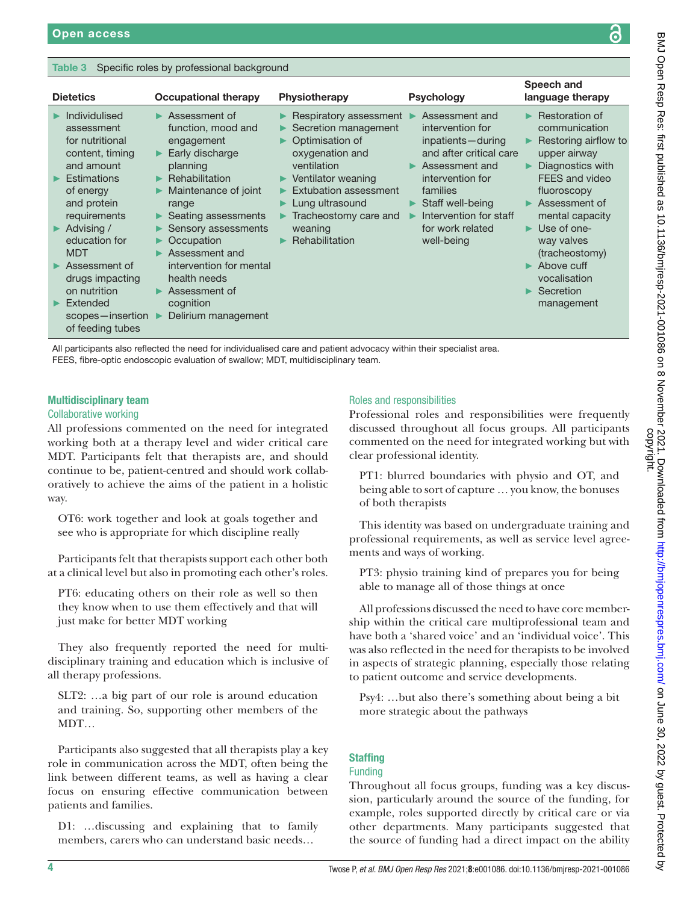**Table 3** Specific roles by professional background

| Dietetics | Occupational therapy | Physiotherapy | Psychology | Speech and language therapy |
|---|---|---|---|---|
| ► Individualised assessment for nutritional content, timing and amount<br>► Estimations of energy and protein requirements<br>► Advising / education for MDT<br>► Assessment of drugs impacting on nutrition<br>► Extended scopes—insertion of feeding tubes | ► Assessment of function, mood and engagement<br>► Early discharge planning<br>► Rehabilitation<br>► Maintenance of joint range<br>► Seating assessments<br>► Sensory assessments<br>► Occupation<br>► Assessment and intervention for mental health needs<br>► Assessment of cognition<br>► Delirium management | ► Respiratory assessment<br>► Secretion management<br>► Optimisation of oxygenation and ventilation<br>► Ventilator weaning<br>► Extubation assessment<br>► Lung ultrasound<br>► Tracheostomy care and weaning<br>► Rehabilitation | ► Assessment and intervention for inpatients—during and after critical care<br>► Assessment and intervention for families<br>► Staff well-being<br>► Intervention for staff for work related well-being | ► Restoration of communication<br>► Restoring airflow to upper airway<br>► Diagnostics with FEES and video fluoroscopy<br>► Assessment of mental capacity<br>► Use of one-way valves (tracheostomy)<br>► Above cuff vocalisation<br>► Secretion management |

All participants also reflected the need for individualised care and patient advocacy within their specialist area.
FEES, fibre-optic endoscopic evaluation of swallow; MDT, multidisciplinary team.

## Multidisciplinary team

### Collaborative working

All professions commented on the need for integrated working both at a therapy level and wider critical care MDT. Participants felt that therapists are, and should continue to be, patient-centred and should work collaboratively to achieve the aims of the patient in a holistic way.

> OT6: work together and look at goals together and see who is appropriate for which discipline really

Participants felt that therapists support each other both at a clinical level but also in promoting each other's roles.

> PT6: educating others on their role as well so then they know when to use them effectively and that will just make for better MDT working

They also frequently reported the need for multidisciplinary training and education which is inclusive of all therapy professions.

> SLT2: …a big part of our role is around education and training. So, supporting other members of the MDT…

Participants also suggested that all therapists play a key role in communication across the MDT, often being the link between different teams, as well as having a clear focus on ensuring effective communication between patients and families.

> D1: …discussing and explaining that to family members, carers who can understand basic needs…

### Roles and responsibilities

Professional roles and responsibilities were frequently discussed throughout all focus groups. All participants commented on the need for integrated working but with clear professional identity.

> PT1: blurred boundaries with physio and OT, and being able to sort of capture … you know, the bonuses of both therapists

This identity was based on undergraduate training and professional requirements, as well as service level agreements and ways of working.

> PT3: physio training kind of prepares you for being able to manage all of those things at once

All professions discussed the need to have core membership within the critical care multiprofessional team and have both a 'shared voice' and an 'individual voice'. This was also reflected in the need for therapists to be involved in aspects of strategic planning, especially those relating to patient outcome and service developments.

> Psy4: …but also there's something about being a bit more strategic about the pathways

## Staffing

### Funding

Throughout all focus groups, funding was a key discussion, particularly around the source of the funding, for example, roles supported directly by critical care or via other departments. Many participants suggested that the source of funding had a direct impact on the ability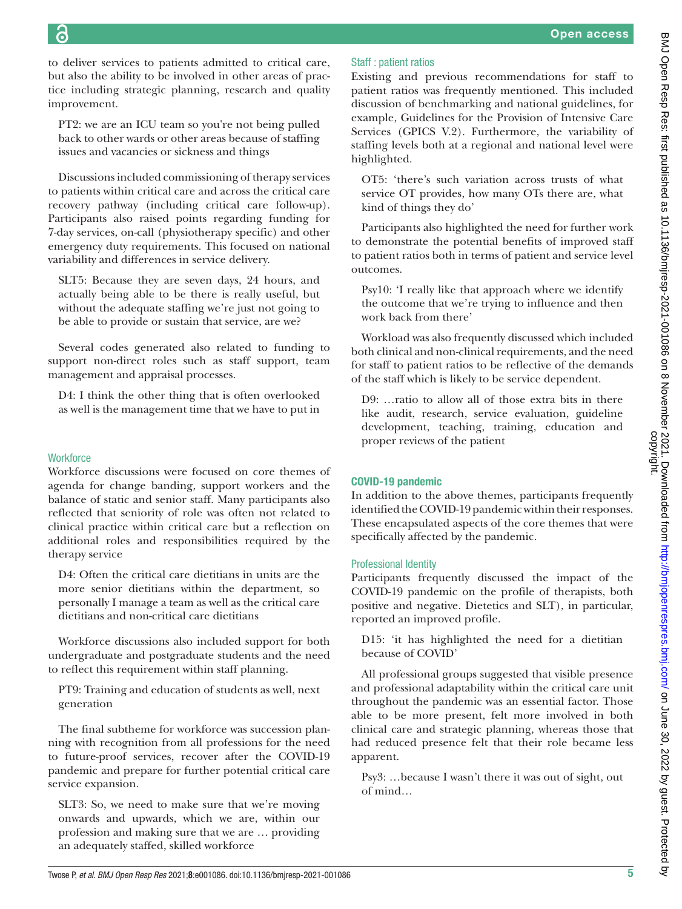to deliver services to patients admitted to critical care, but also the ability to be involved in other areas of practice including strategic planning, research and quality improvement.

> PT2: we are an ICU team so you're not being pulled back to other wards or other areas because of staffing issues and vacancies or sickness and things

Discussions included commissioning of therapy services to patients within critical care and across the critical care recovery pathway (including critical care follow-up). Participants also raised points regarding funding for 7-day services, on-call (physiotherapy specific) and other emergency duty requirements. This focused on national variability and differences in service delivery.

> SLT5: Because they are seven days, 24 hours, and actually being able to be there is really useful, but without the adequate staffing we're just not going to be able to provide or sustain that service, are we?

Several codes generated also related to funding to support non-direct roles such as staff support, team management and appraisal processes.

> D4: I think the other thing that is often overlooked as well is the management time that we have to put in

### Workforce

Workforce discussions were focused on core themes of agenda for change banding, support workers and the balance of static and senior staff. Many participants also reflected that seniority of role was often not related to clinical practice within critical care but a reflection on additional roles and responsibilities required by the therapy service

> D4: Often the critical care dietitians in units are the more senior dietitians within the department, so personally I manage a team as well as the critical care dietitians and non-critical care dietitians

Workforce discussions also included support for both undergraduate and postgraduate students and the need to reflect this requirement within staff planning.

> PT9: Training and education of students as well, next generation

The final subtheme for workforce was succession planning with recognition from all professions for the need to future-proof services, recover after the COVID-19 pandemic and prepare for further potential critical care service expansion.

> SLT3: So, we need to make sure that we're moving onwards and upwards, which we are, within our profession and making sure that we are … providing an adequately staffed, skilled workforce

### Staff : patient ratios

Existing and previous recommendations for staff to patient ratios was frequently mentioned. This included discussion of benchmarking and national guidelines, for example, Guidelines for the Provision of Intensive Care Services (GPICS V.2). Furthermore, the variability of staffing levels both at a regional and national level were highlighted.

> OT5: 'there's such variation across trusts of what service OT provides, how many OTs there are, what kind of things they do'

Participants also highlighted the need for further work to demonstrate the potential benefits of improved staff to patient ratios both in terms of patient and service level outcomes.

> Psy10: 'I really like that approach where we identify the outcome that we're trying to influence and then work back from there'

Workload was also frequently discussed which included both clinical and non-clinical requirements, and the need for staff to patient ratios to be reflective of the demands of the staff which is likely to be service dependent.

> D9: …ratio to allow all of those extra bits in there like audit, research, service evaluation, guideline development, teaching, training, education and proper reviews of the patient

## COVID-19 pandemic

In addition to the above themes, participants frequently identified the COVID-19 pandemic within their responses. These encapsulated aspects of the core themes that were specifically affected by the pandemic.

### Professional Identity

Participants frequently discussed the impact of the COVID-19 pandemic on the profile of therapists, both positive and negative. Dietetics and SLT), in particular, reported an improved profile.

> D15: 'it has highlighted the need for a dietitian because of COVID'

All professional groups suggested that visible presence and professional adaptability within the critical care unit throughout the pandemic was an essential factor. Those able to be more present, felt more involved in both clinical care and strategic planning, whereas those that had reduced presence felt that their role became less apparent.

> Psy3: …because I wasn't there it was out of sight, out of mind…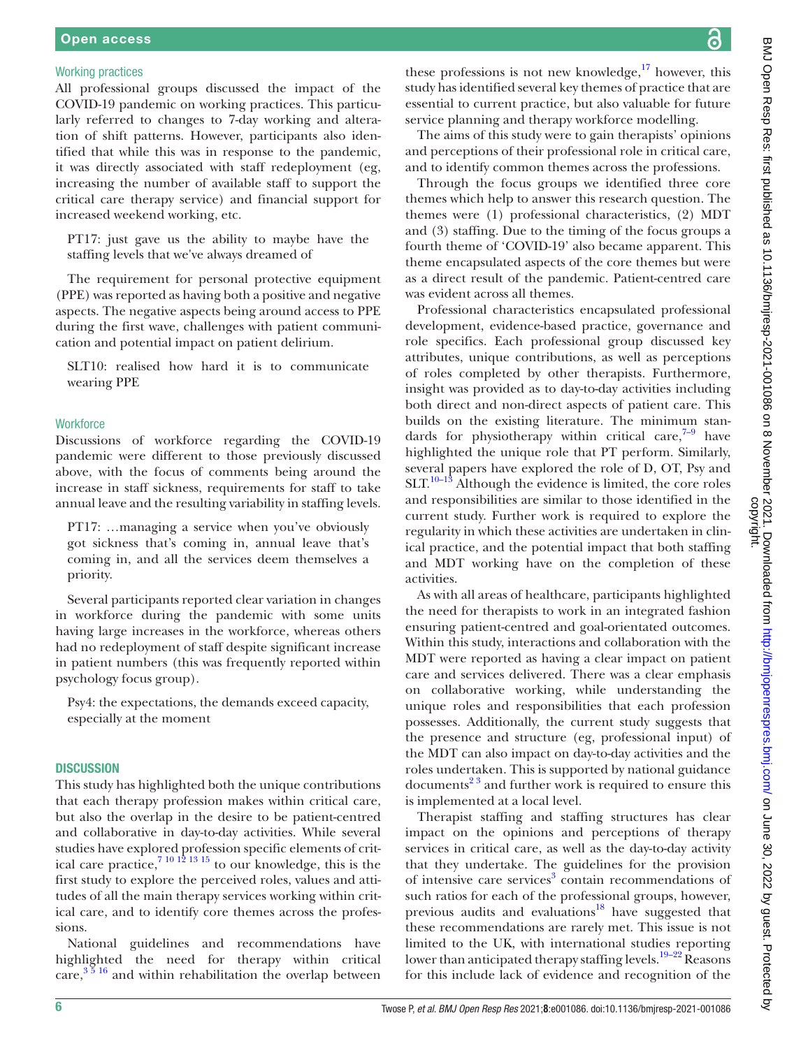### Working practices

All professional groups discussed the impact of the COVID-19 pandemic on working practices. This particularly referred to changes to 7-day working and alteration of shift patterns. However, participants also identified that while this was in response to the pandemic, it was directly associated with staff redeployment (eg, increasing the number of available staff to support the critical care therapy service) and financial support for increased weekend working, etc.

> PT17: just gave us the ability to maybe have the staffing levels that we've always dreamed of

The requirement for personal protective equipment (PPE) was reported as having both a positive and negative aspects. The negative aspects being around access to PPE during the first wave, challenges with patient communication and potential impact on patient delirium.

> SLT10: realised how hard it is to communicate wearing PPE

### Workforce

Discussions of workforce regarding the COVID-19 pandemic were different to those previously discussed above, with the focus of comments being around the increase in staff sickness, requirements for staff to take annual leave and the resulting variability in staffing levels.

> PT17: …managing a service when you've obviously got sickness that's coming in, annual leave that's coming in, and all the services deem themselves a priority.

Several participants reported clear variation in changes in workforce during the pandemic with some units having large increases in the workforce, whereas others had no redeployment of staff despite significant increase in patient numbers (this was frequently reported within psychology focus group).

> Psy4: the expectations, the demands exceed capacity, especially at the moment

## DISCUSSION

This study has highlighted both the unique contributions that each therapy profession makes within critical care, but also the overlap in the desire to be patient-centred and collaborative in day-to-day activities. While several studies have explored profession specific elements of critical care practice,[7 10 12 13 15] to our knowledge, this is the first study to explore the perceived roles, values and attitudes of all the main therapy services working within critical care, and to identify core themes across the professions.

National guidelines and recommendations have highlighted the need for therapy within critical care,[3 5 16] and within rehabilitation the overlap between these professions is not new knowledge,[17] however, this study has identified several key themes of practice that are essential to current practice, but also valuable for future service planning and therapy workforce modelling.

The aims of this study were to gain therapists' opinions and perceptions of their professional role in critical care, and to identify common themes across the professions.

Through the focus groups we identified three core themes which help to answer this research question. The themes were (1) professional characteristics, (2) MDT and (3) staffing. Due to the timing of the focus groups a fourth theme of 'COVID-19' also became apparent. This theme encapsulated aspects of the core themes but were as a direct result of the pandemic. Patient-centred care was evident across all themes.

Professional characteristics encapsulated professional development, evidence-based practice, governance and role specifics. Each professional group discussed key attributes, unique contributions, as well as perceptions of roles completed by other therapists. Furthermore, insight was provided as to day-to-day activities including both direct and non-direct aspects of patient care. This builds on the existing literature. The minimum standards for physiotherapy within critical care,[7–9] have highlighted the unique role that PT perform. Similarly, several papers have explored the role of D, OT, Psy and SLT.[10–13] Although the evidence is limited, the core roles and responsibilities are similar to those identified in the current study. Further work is required to explore the regularity in which these activities are undertaken in clinical practice, and the potential impact that both staffing and MDT working have on the completion of these activities.

As with all areas of healthcare, participants highlighted the need for therapists to work in an integrated fashion ensuring patient-centred and goal-orientated outcomes. Within this study, interactions and collaboration with the MDT were reported as having a clear impact on patient care and services delivered. There was a clear emphasis on collaborative working, while understanding the unique roles and responsibilities that each profession possesses. Additionally, the current study suggests that the presence and structure (eg, professional input) of the MDT can also impact on day-to-day activities and the roles undertaken. This is supported by national guidance documents[2 3] and further work is required to ensure this is implemented at a local level.

Therapist staffing and staffing structures has clear impact on the opinions and perceptions of therapy services in critical care, as well as the day-to-day activity that they undertake. The guidelines for the provision of intensive care services[3] contain recommendations of such ratios for each of the professional groups, however, previous audits and evaluations[18] have suggested that these recommendations are rarely met. This issue is not limited to the UK, with international studies reporting lower than anticipated therapy staffing levels.[19–22] Reasons for this include lack of evidence and recognition of the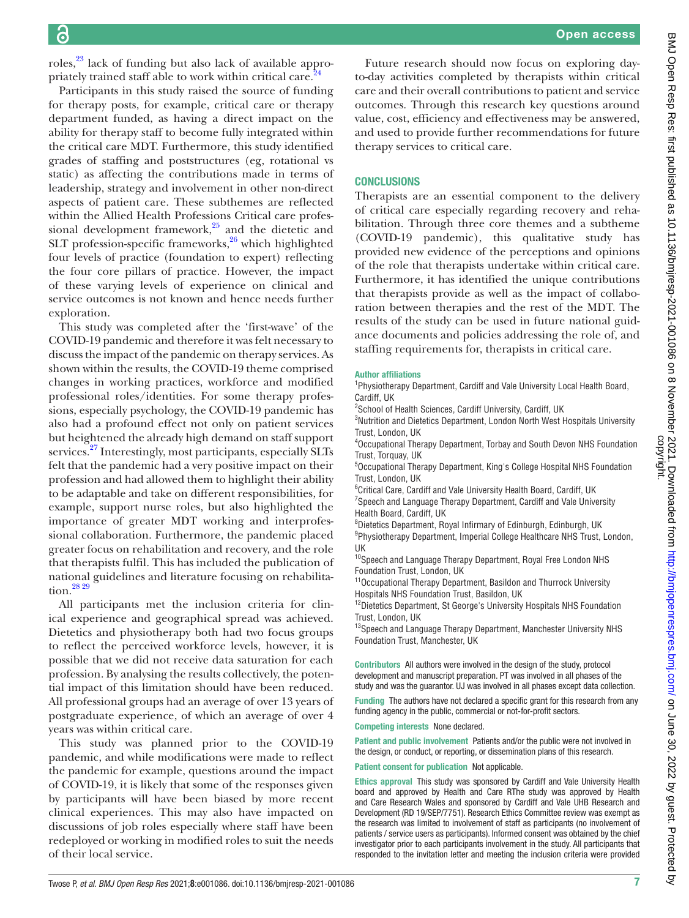roles,[23] lack of funding but also lack of available appropriately trained staff able to work within critical care.[24]

Participants in this study raised the source of funding for therapy posts, for example, critical care or therapy department funded, as having a direct impact on the ability for therapy staff to become fully integrated within the critical care MDT. Furthermore, this study identified grades of staffing and poststructures (eg, rotational vs static) as affecting the contributions made in terms of leadership, strategy and involvement in other non-direct aspects of patient care. These subthemes are reflected within the Allied Health Professions Critical care professional development framework,[25] and the dietetic and SLT profession-specific frameworks,[26] which highlighted four levels of practice (foundation to expert) reflecting the four core pillars of practice. However, the impact of these varying levels of experience on clinical and service outcomes is not known and hence needs further exploration.

This study was completed after the 'first-wave' of the COVID-19 pandemic and therefore it was felt necessary to discuss the impact of the pandemic on therapy services. As shown within the results, the COVID-19 theme comprised changes in working practices, workforce and modified professional roles/identities. For some therapy professions, especially psychology, the COVID-19 pandemic has also had a profound effect not only on patient services but heightened the already high demand on staff support services.[27] Interestingly, most participants, especially SLTs felt that the pandemic had a very positive impact on their profession and had allowed them to highlight their ability to be adaptable and take on different responsibilities, for example, support nurse roles, but also highlighted the importance of greater MDT working and interprofessional collaboration. Furthermore, the pandemic placed greater focus on rehabilitation and recovery, and the role that therapists fulfil. This has included the publication of national guidelines and literature focusing on rehabilitation.[28 29]

All participants met the inclusion criteria for clinical experience and geographical spread was achieved. Dietetics and physiotherapy both had two focus groups to reflect the perceived workforce levels, however, it is possible that we did not receive data saturation for each profession. By analysing the results collectively, the potential impact of this limitation should have been reduced. All professional groups had an average of over 13 years of postgraduate experience, of which an average of over 4 years was within critical care.

This study was planned prior to the COVID-19 pandemic, and while modifications were made to reflect the pandemic for example, questions around the impact of COVID-19, it is likely that some of the responses given by participants will have been biased by more recent clinical experiences. This may also have impacted on discussions of job roles especially where staff have been redeployed or working in modified roles to suit the needs of their local service.

Future research should now focus on exploring day-to-day activities completed by therapists within critical care and their overall contributions to patient and service outcomes. Through this research key questions around value, cost, efficiency and effectiveness may be answered, and used to provide further recommendations for future therapy services to critical care.

## CONCLUSIONS

Therapists are an essential component to the delivery of critical care especially regarding recovery and rehabilitation. Through three core themes and a subtheme (COVID-19 pandemic), this qualitative study has provided new evidence of the perceptions and opinions of the role that therapists undertake within critical care. Furthermore, it has identified the unique contributions that therapists provide as well as the impact of collaboration between therapies and the rest of the MDT. The results of the study can be used in future national guidance documents and policies addressing the role of, and staffing requirements for, therapists in critical care.

**Author affiliations**

[1]Physiotherapy Department, Cardiff and Vale University Local Health Board, Cardiff, UK
[2]School of Health Sciences, Cardiff University, Cardiff, UK
[3]Nutrition and Dietetics Department, London North West Hospitals University Trust, London, UK
[4]Occupational Therapy Department, Torbay and South Devon NHS Foundation Trust, Torquay, UK
[5]Occupational Therapy Department, King's College Hospital NHS Foundation Trust, London, UK
[6]Critical Care, Cardiff and Vale University Health Board, Cardiff, UK
[7]Speech and Language Therapy Department, Cardiff and Vale University Health Board, Cardiff, UK
[8]Dietetics Department, Royal Infirmary of Edinburgh, Edinburgh, UK
[9]Physiotherapy Department, Imperial College Healthcare NHS Trust, London, UK
[10]Speech and Language Therapy Department, Royal Free London NHS Foundation Trust, London, UK
[11]Occupational Therapy Department, Basildon and Thurrock University Hospitals NHS Foundation Trust, Basildon, UK
[12]Dietetics Department, St George's University Hospitals NHS Foundation Trust, London, UK
[13]Speech and Language Therapy Department, Manchester University NHS Foundation Trust, Manchester, UK

**Contributors** All authors were involved in the design of the study, protocol development and manuscript preparation. PT was involved in all phases of the study and was the guarantor. UJ was involved in all phases except data collection.

**Funding** The authors have not declared a specific grant for this research from any funding agency in the public, commercial or not-for-profit sectors.

**Competing interests** None declared.

**Patient and public involvement** Patients and/or the public were not involved in the design, or conduct, or reporting, or dissemination plans of this research.

**Patient consent for publication** Not applicable.

**Ethics approval** This study was sponsored by Cardiff and Vale University Health board and approved by Health and Care RThe study was approved by Health and Care Research Wales and sponsored by Cardiff and Vale UHB Research and Development (RD 19/SEP/7751). Research Ethics Committee review was exempt as the research was limited to involvement of staff as participants (no involvement of patients / service users as participants). Informed consent was obtained by the chief investigator prior to each participants involvement in the study. All participants that responded to the invitation letter and meeting the inclusion criteria were provided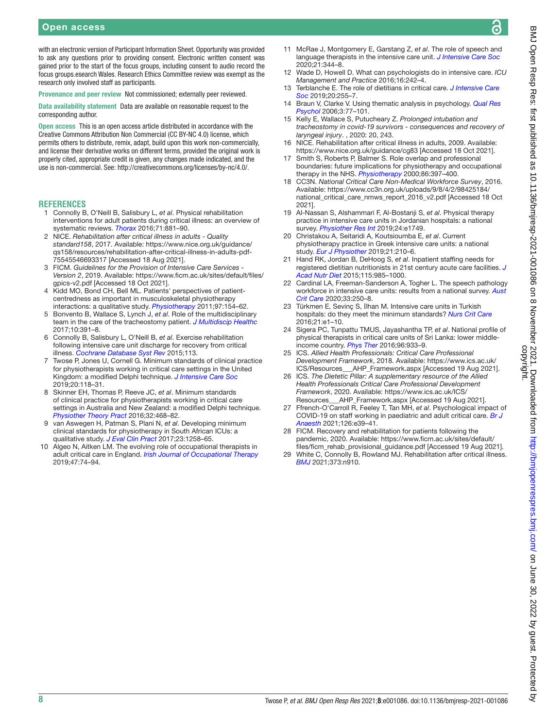with an electronic version of Participant Information Sheet. Opportunity was provided to ask any questions prior to providing consent. Electronic written consent was gained prior to the start of the focus groups, including consent to audio record the focus groups.esearch Wales. Research Ethics Committee review was exempt as the research only involved staff as participants.

**Provenance and peer review** Not commissioned; externally peer reviewed.

**Data availability statement** Data are available on reasonable request to the corresponding author.

**Open access** This is an open access article distributed in accordance with the Creative Commons Attribution Non Commercial (CC BY-NC 4.0) license, which permits others to distribute, remix, adapt, build upon this work non-commercially, and license their derivative works on different terms, provided the original work is properly cited, appropriate credit is given, any changes made indicated, and the use is non-commercial. See: http://creativecommons.org/licenses/by-nc/4.0/.

## REFERENCES

1. Connolly B, O'Neill B, Salisbury L, *et al*. Physical rehabilitation interventions for adult patients during critical illness: an overview of systematic reviews. *Thorax* 2016;71:881–90.
2. NICE. *Rehabilitation after critical illness in adults - Quality standard158*, 2017. Available: https://www.nice.org.uk/guidance/qs158/resources/rehabilitation-after-critical-illness-in-adults-pdf-75545546693317 [Accessed 18 Aug 2021].
3. FICM. *Guidelines for the Provision of Intensive Care Services - Version 2*, 2019. Available: https://www.ficm.ac.uk/sites/default/files/gpics-v2.pdf [Accessed 18 Oct 2021].
4. Kidd MO, Bond CH, Bell ML. Patients' perspectives of patient-centredness as important in musculoskeletal physiotherapy interactions: a qualitative study. *Physiotherapy* 2011;97:154–62.
5. Bonvento B, Wallace S, Lynch J, *et al*. Role of the multidisciplinary team in the care of the tracheostomy patient. *J Multidiscip Healthc* 2017;10:391–8.
6. Connolly B, Salisbury L, O'Neill B, *et al*. Exercise rehabilitation following intensive care unit discharge for recovery from critical illness. *Cochrane Database Syst Rev* 2015;113.
7. Twose P, Jones U, Cornell G. Minimum standards of clinical practice for physiotherapists working in critical care settings in the United Kingdom: a modified Delphi technique. *J Intensive Care Soc* 2019;20:118–31.
8. Skinner EH, Thomas P, Reeve JC, *et al*. Minimum standards of clinical practice for physiotherapists working in critical care settings in Australia and New Zealand: a modified Delphi technique. *Physiother Theory Pract* 2016;32:468–82.
9. van Aswegen H, Patman S, Plani N, *et al*. Developing minimum clinical standards for physiotherapy in South African ICUs: a qualitative study. *J Eval Clin Pract* 2017;23:1258–65.
10. Algeo N, Aitken LM. The evolving role of occupational therapists in adult critical care in England. *Irish Journal of Occupational Therapy* 2019;47:74–94.
11. McRae J, Montgomery E, Garstang Z, *et al*. The role of speech and language therapists in the intensive care unit. *J Intensive Care Soc* 2020;21:344–8.
12. Wade D, Howell D. What can psychologists do in intensive care. *ICU Management and Practice* 2016;16:242–4.
13. Terblanche E. The role of dietitians in critical care. *J Intensive Care Soc* 2019;20:255–7.
14. Braun V, Clarke V. Using thematic analysis in psychology. *Qual Res Psychol* 2006;3:77–101.
15. Kelly E, Wallace S, Putucheary Z. *Prolonged intubation and tracheostomy in covid-19 survivors - consequences and recovery of laryngeal injury*. , 2020: 20, 243.
16. NICE. Rehabilitation after critical illness in adults, 2009. Available: https://www.nice.org.uk/guidance/cg83 [Accessed 18 Oct 2021].
17. Smith S, Roberts P, Balmer S. Role overlap and professional boundaries: future implications for physiotherapy and occupational therapy in the NHS. *Physiotherapy* 2000;86:397–400.
18. CC3N. *National Critical Care Non-Medical Workforce Survey*, 2016. Available: https://www.cc3n.org.uk/uploads/9/8/4/2/98425184/national_critical_care_nmws_report_2016_v2.pdf [Accessed 18 Oct 2021].
19. Al-Nassan S, Alshammari F, Al-Bostanji S, *et al*. Physical therapy practice in intensive care units in Jordanian hospitals: a national survey. *Physiother Res Int* 2019;24:e1749.
20. Christakou A, Seitaridi A, Koutsioumba E, *et al*. Current physiotherapy practice in Greek intensive care units: a national study. *Eur J Physiother* 2019;21:210–6.
21. Hand RK, Jordan B, DeHoog S, *et al*. Inpatient staffing needs for registered dietitian nutritionists in 21st century acute care facilities. *J Acad Nutr Diet* 2015;115:985–1000.
22. Cardinal LA, Freeman-Sanderson A, Togher L. The speech pathology workforce in intensive care units: results from a national survey. *Aust Crit Care* 2020;33:250–8.
23. Türkmen E, Sevinç S, İlhan M. Intensive care units in Turkish hospitals: do they meet the minimum standards? *Nurs Crit Care* 2016;21:e1–10.
24. Sigera PC, Tunpattu TMUS, Jayashantha TP, *et al*. National profile of physical therapists in critical care units of Sri Lanka: lower middle-income country. *Phys Ther* 2016;96:933–9.
25. ICS. *Allied Health Professionals: Critical Care Professional Development Framework*, 2018. Available: https://www.ics.ac.uk/ICS/Resources___AHP_Framework.aspx [Accessed 19 Aug 2021].
26. ICS. *The Dietetic Pillar: A supplementary resource of the Allied Health Professionals Critical Care Professional Development Framework*, 2020. Available: https://www.ics.ac.uk/ICS/Resources___AHP_Framework.aspx [Accessed 19 Aug 2021].
27. Ffrench-O'Carroll R, Feeley T, Tan MH, *et al*. Psychological impact of COVID-19 on staff working in paediatric and adult critical care. *Br J Anaesth* 2021;126:e39–41.
28. FICM. Recovery and rehabilitation for patients following the pandemic, 2020. Available: https://www.ficm.ac.uk/sites/default/files/ficm_rehab_provisional_guidance.pdf [Accessed 19 Aug 2021].
29. White C, Connolly B, Rowland MJ. Rehabilitation after critical illness. *BMJ* 2021;373:n910.